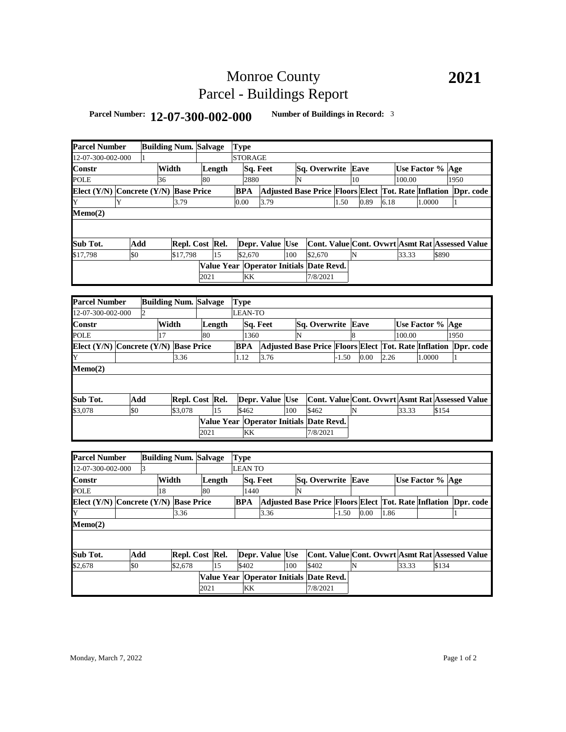# Monroe County
# Parcel - Buildings Report

**2021**

**Parcel Number:** **12-07-300-002-000** **Number of Buildings in Record:** 3

| Parcel Number | Building Num. | Salvage | Type | | | | | | |
|---|---|---|---|---|---|---|---|---|---|
| 12-07-300-002-000 | 1 | | STORAGE | | | | | | |
| **Constr** | **Width** | **Length** | **Sq. Feet** | **Sq. Overwrite** | **Eave** | **Use Factor %** | **Age** | | |
| POLE | 36 | 80 | 2880 | N | 10 | 100.00 | 1950 | | |
| **Elect (Y/N)** | **Concrete (Y/N)** | **Base Price** | **BPA** | **Adjusted Base Price** | **Floors** | **Elect** | **Tot. Rate** | **Inflation** | **Dpr. code** |
| Y | Y | 3.79 | 0.00 | 3.79 | 1.50 | 0.89 | 6.18 | 1.0000 | 1 |
| **Memo(2)** | | | | | | | | | |
| **Sub Tot.** | **Add** | **Repl. Cost** | **Rel.** | **Depr. Value** | **Use** | **Cont. Value** | **Cont. Ovwrt** | **Asmt Rat** | **Assessed Value** |
| $17,798 | $0 | $17,798 | 15 | $2,670 | 100 | $2,670 | N | 33.33 | $890 |
| | | **Value Year** | **Operator Initials** | **Date Revd.** | | | | | |
| | | 2021 | KK | 7/8/2021 | | | | | |

| Parcel Number | Building Num. | Salvage | Type | | | | | | |
|---|---|---|---|---|---|---|---|---|---|
| 12-07-300-002-000 | 2 | | LEAN-TO | | | | | | |
| **Constr** | **Width** | **Length** | **Sq. Feet** | **Sq. Overwrite** | **Eave** | **Use Factor %** | **Age** | | |
| POLE | 17 | 80 | 1360 | N | 8 | 100.00 | 1950 | | |
| **Elect (Y/N)** | **Concrete (Y/N)** | **Base Price** | **BPA** | **Adjusted Base Price** | **Floors** | **Elect** | **Tot. Rate** | **Inflation** | **Dpr. code** |
| Y | | 3.36 | 1.12 | 3.76 | -1.50 | 0.00 | 2.26 | 1.0000 | 1 |
| **Memo(2)** | | | | | | | | | |
| **Sub Tot.** | **Add** | **Repl. Cost** | **Rel.** | **Depr. Value** | **Use** | **Cont. Value** | **Cont. Ovwrt** | **Asmt Rat** | **Assessed Value** |
| $3,078 | $0 | $3,078 | 15 | $462 | 100 | $462 | N | 33.33 | $154 |
| | | **Value Year** | **Operator Initials** | **Date Revd.** | | | | | |
| | | 2021 | KK | 7/8/2021 | | | | | |

| Parcel Number | Building Num. | Salvage | Type | | | | | | |
|---|---|---|---|---|---|---|---|---|---|
| 12-07-300-002-000 | 3 | | LEAN TO | | | | | | |
| **Constr** | **Width** | **Length** | **Sq. Feet** | **Sq. Overwrite** | **Eave** | **Use Factor %** | **Age** | | |
| POLE | 18 | 80 | 1440 | N | | | | | |
| **Elect (Y/N)** | **Concrete (Y/N)** | **Base Price** | **BPA** | **Adjusted Base Price** | **Floors** | **Elect** | **Tot. Rate** | **Inflation** | **Dpr. code** |
| Y | | 3.36 | | 3.36 | -1.50 | 0.00 | 1.86 | | 1 |
| **Memo(2)** | | | | | | | | | |
| **Sub Tot.** | **Add** | **Repl. Cost** | **Rel.** | **Depr. Value** | **Use** | **Cont. Value** | **Cont. Ovwrt** | **Asmt Rat** | **Assessed Value** |
| $2,678 | $0 | $2,678 | 15 | $402 | 100 | $402 | N | 33.33 | $134 |
| | | **Value Year** | **Operator Initials** | **Date Revd.** | | | | | |
| | | 2021 | KK | 7/8/2021 | | | | | |

Monday, March 7, 2022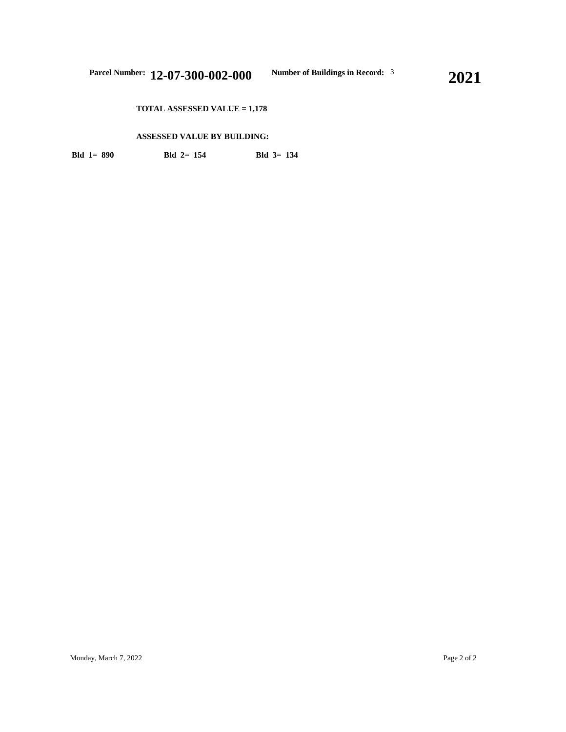**Parcel Number: 12-07-300-002-000** **Number of Buildings in Record:** 3 **2021**

**TOTAL ASSESSED VALUE = 1,178**

**ASSESSED VALUE BY BUILDING:**

**Bld 1= 890** **Bld 2= 154** **Bld 3= 134**

Monday, March 7, 2022